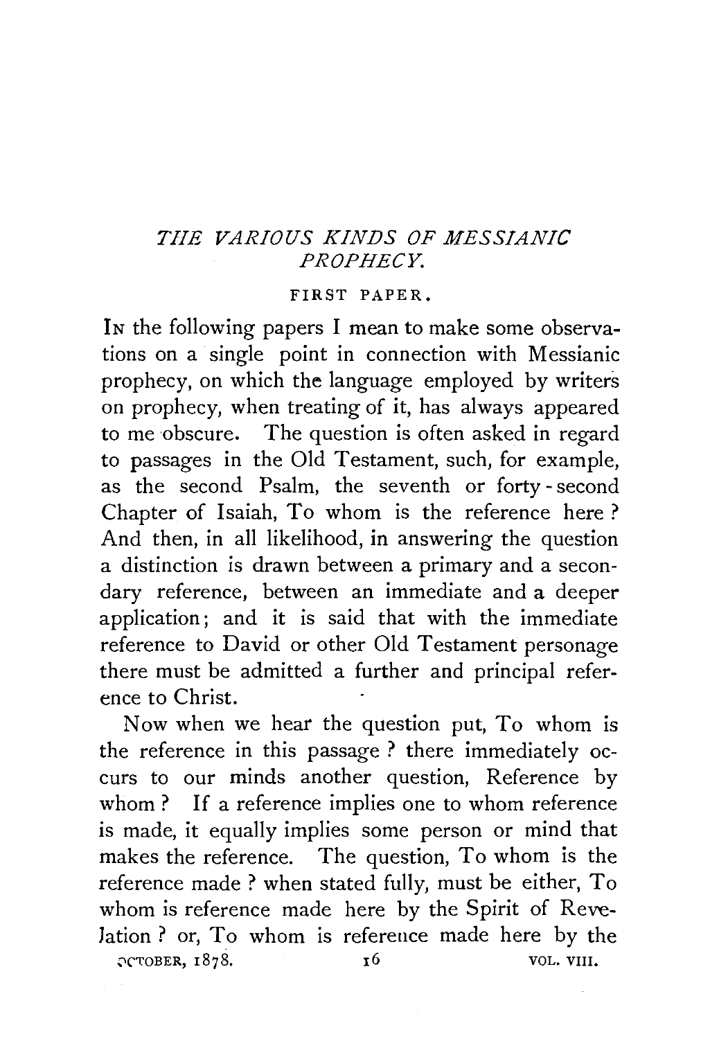# *THE VARIOUS KINDS OF MESSIANIC PROPHECY.*

FIRST PAPER.

IN the following papers I mean to make some observations on a single point in connection with Messianic prophecy, on which the language employed by writers on prophecy, when treating of it, has always appeared to me obscure. The question is often asked in regard to passages in the Old Testament, such, for example, as the second Psalm, the seventh or forty-second Chapter of Isaiah, To whom is the reference here? And then, in all likelihood, in answering the question a distinction is drawn between a primary and a secondary reference, between an immediate and a deeper application; and it is said that with the immediate reference to David or other Old Testament personage there must be admitted a further and principal reference to Christ.

Now when we hear the question put, To whom is the reference in this passage? there immediately occurs to our minds another question, Reference by whom? If a reference implies one to whom reference is made, it equally implies some person or mind that makes the reference. The question, To whom is the reference made? when stated fully, must be either, To whom is reference made here by the Spirit of Revelation? or, To whom is reference made here by the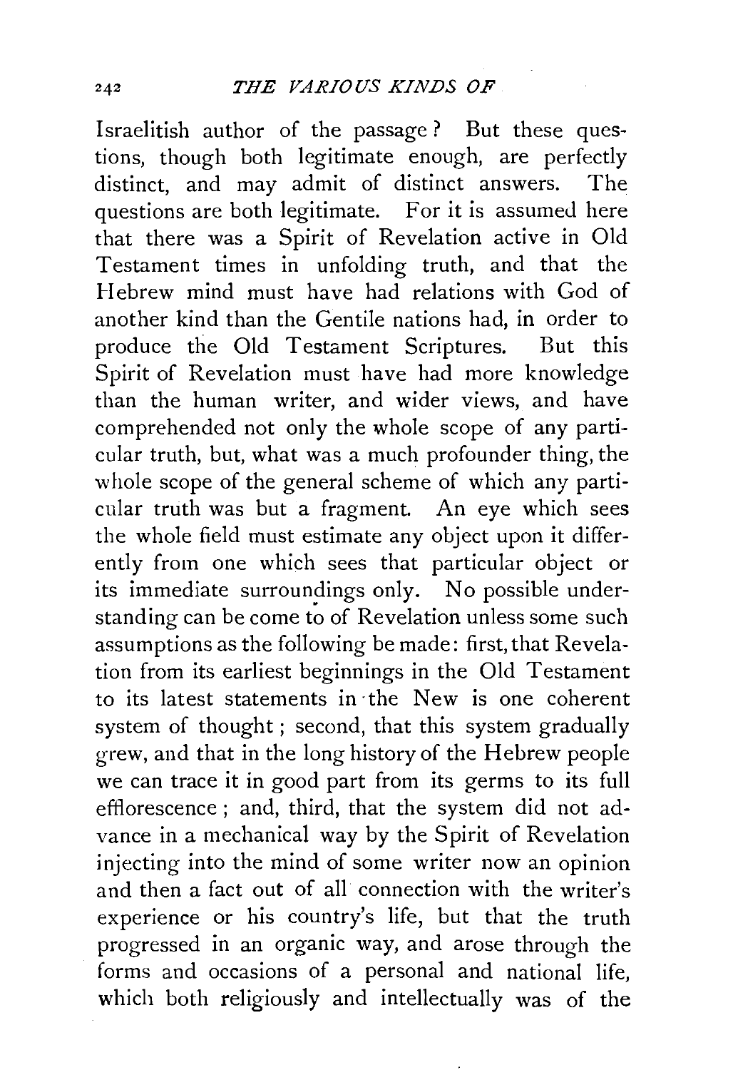Israelitish author of the passage? But these questions, though both legitimate enough, are perfectly distinct, and may admit of distinct answers. The questions are both legitimate. For it is assumed here that there was a Spirit of Revelation active in Old Testament times in unfolding truth, and that the Hebrew mind must have had relations with God of another kind than the Gentile nations had, in order to produce the Old Testament Scriptures. But this Spirit of Revelation must have had more knowledge than the human writer, and wider views, and have comprehended not only the whole scope of any particular truth, but, what was a much profounder thing, the whole scope of the general scheme of which any particular truth was but a fragment. An eye which sees the whole field must estimate any object upon it differently from one which sees that particular object or its immediate surroundings only. No possible understanding can be come to of Revelation unless some such assumptions as the following be made: first, that Revelation from its earliest beginnings in the Old Testament to its latest statements in the New is one coherent system of thought; second, that this system gradually grew, and that in the long history of the Hebrew people we can trace it in good part from its germs to its full efflorescence; and, third, that the system did not advance in a mechanical way by the Spirit of Revelation injecting into the mind of some writer now an opinion and then a fact out of all connection with the writer's experience or his country's life, but that the truth progressed in an organic way, and arose through the forms and occasions of a personal and national life, which both religiously and intellectually was of the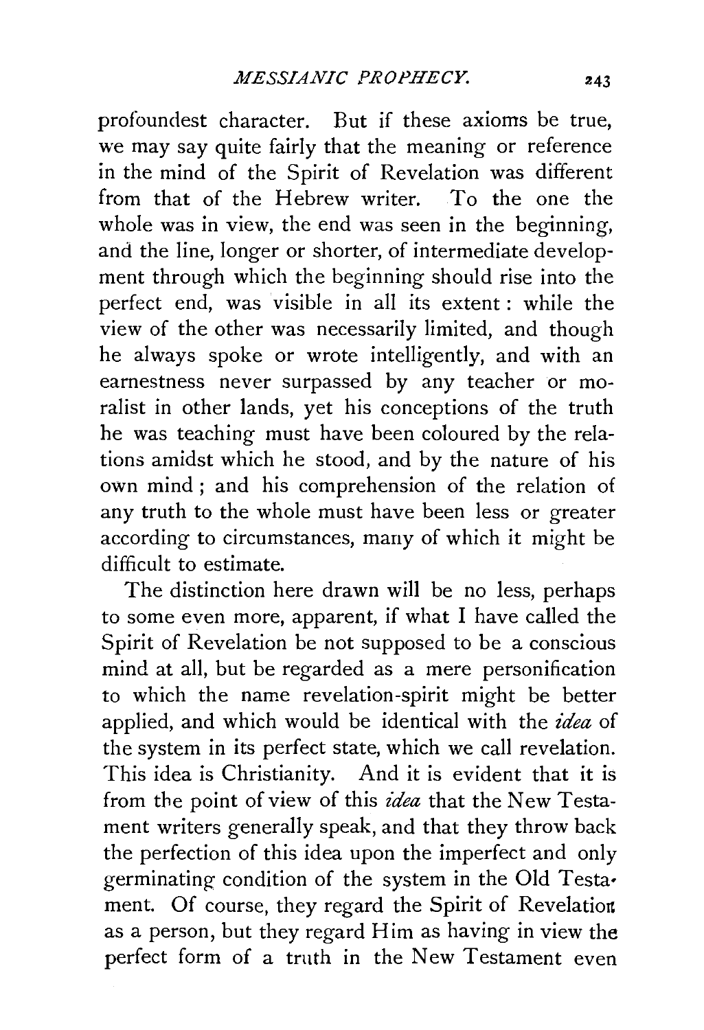profoundest character. But if these axioms be true, we may say quite fairly that the meaning or reference in the mind of the Spirit of Revelation was different from that of the Hebrew writer. To the one the whole was in view, the end was seen in the beginning, and the line, longer or shorter, of intermediate development through which the beginning should rise into the perfect end, was visible in all its extent: while the view of the other was necessarily limited, and though he always spoke or wrote intelligently, and with an earnestness never surpassed by any teacher or moralist in other lands, yet his conceptions of the truth he was teaching must have been coloured by the relations amidst which he stood, and by the nature of his own mind; and his comprehension of the relation of any truth to the whole must have been less or greater according to circumstances, many of which it might be difficult to estimate.

The distinction here drawn will be no less, perhaps to some even more, apparent, if what I have called the Spirit of Revelation be not supposed to be a conscious mind at all, but be regarded as a mere personification to which the name revelation-spirit might be better applied, and which would be identical with the *idea* of the system in its perfect state, which we call revelation. This idea is Christianity. And it is evident that it is from the point of view of this *idea* that the New Testament writers generally speak, and that they throw back the perfection of this idea upon the imperfect and only germinating condition of the system in the Old Testament. Of course, they regard the Spirit of Revelation as a person, but they regard Him as having in view the perfect form of a truth in the New Testament even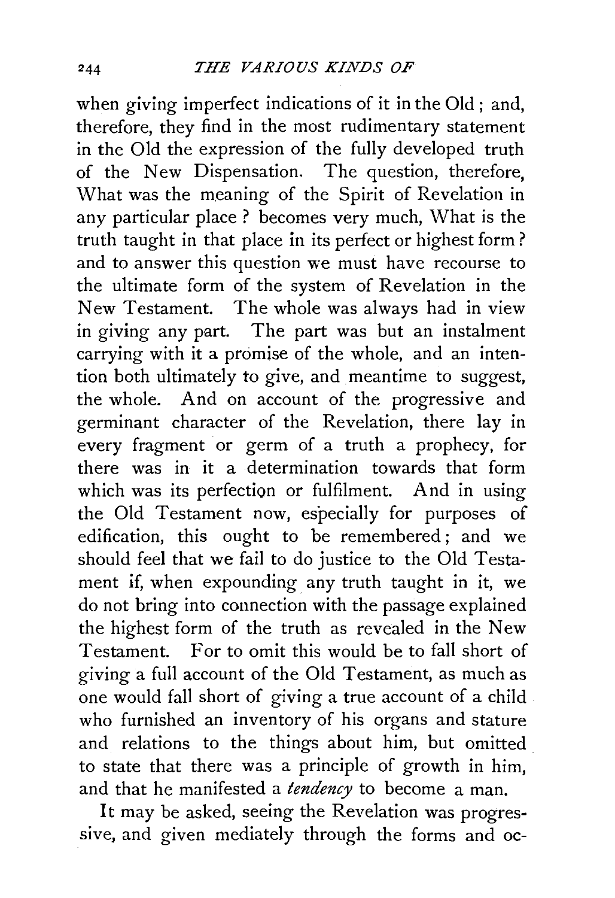when giving imperfect indications of it in the Old; and, therefore, they find in the most rudimentary statement in the Old the expression of the fully developed truth of the New Dispensation. The question, therefore, What was the meaning of the Spirit of Revelation in any particular place? becomes very much, What is the truth taught in that place in its perfect or highest form? and to answer this question we must have recourse to the ultimate form of the system of Revelation in the New Testament. The whole was always had in view in giving any part. The part was but an instalment carrying with it a promise of the whole, and an intention both ultimately to give, and meantime to suggest, the whole. And on account of the progressive and germinant character of the Revelation, there lay in every fragment or germ of a truth a prophecy, for there was in it a determination towards that form which was its perfection or fulfilment. And in using the Old Testament now, especially for purposes of edification, this ought to be remembered; and we should feel that we fail to do justice to the Old Testament if, when expounding any truth taught in it, we do not bring into connection with the passage explained the highest form of the truth as revealed in the New Testament. For to omit this would be to fall short of giving a full account of the Old Testament, as much as one would fall short of giving a true account of a child who furnished an inventory of his organs and stature and relations to the things about him, but omitted to state that there was a principle of growth in him, and that he manifested a *tendency* to become a man.

It may be asked, seeing the Revelation was progressive, and given mediately through the forms and oc-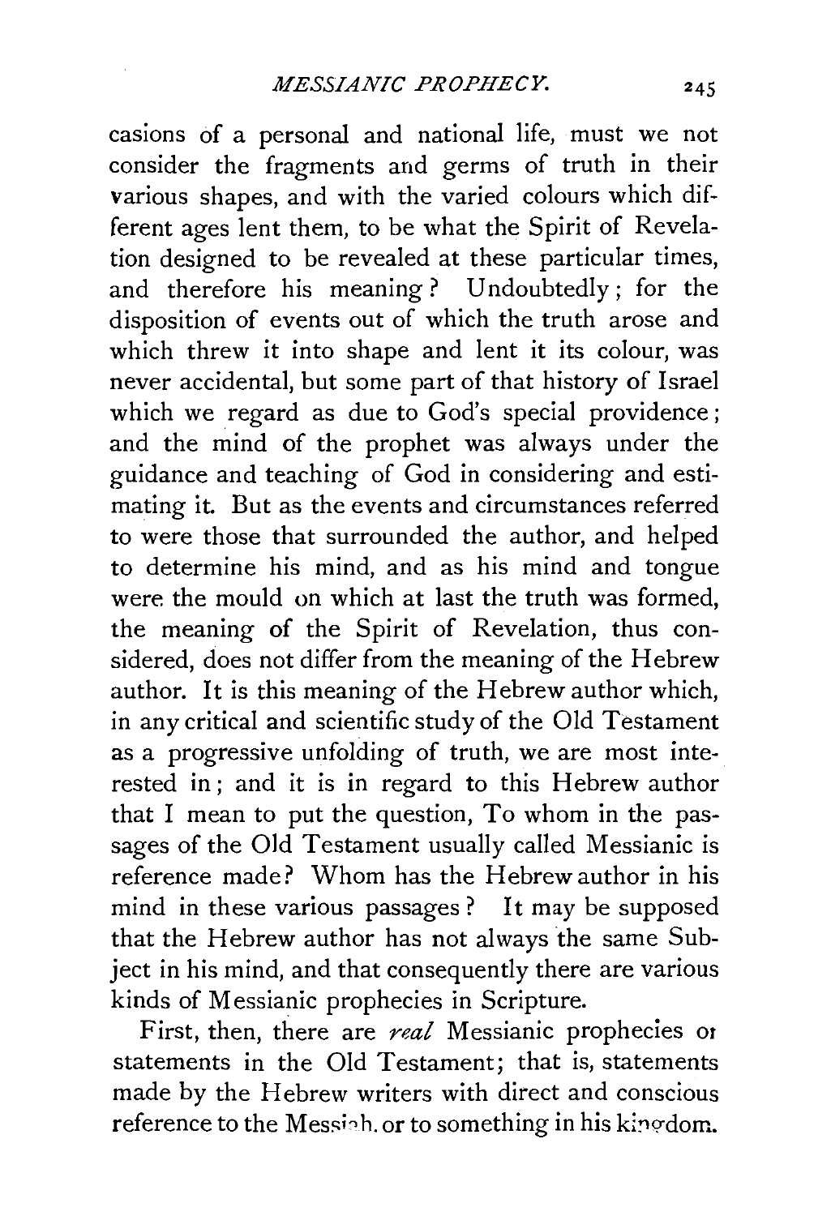casions of a personal and national life, must we not consider the fragments and germs of truth in their various shapes, and with the varied colours which different ages lent them, to be what the Spirit of Revelation designed to be revealed at these particular times, and therefore his meaning? Undoubtedly; for the disposition of events out of which the truth arose and which threw it into shape and lent it its colour, was never accidental, but some part of that history of Israel which we regard as due to God's special providence; and the mind of the prophet was always under the guidance and teaching of God in considering and estimating it. But as the events and circumstances referred to were those that surrounded the author, and helped to determine his mind, and as his mind and tongue were the mould on which at last the truth was formed, the meaning of the Spirit of Revelation, thus considered, does not differ from the meaning of the Hebrew author. It is this meaning of the Hebrew author which, in any critical and scientific study of the Old Testament as a progressive unfolding of truth, we are most interested in; and it is in regard to this Hebrew author that I mean to put the question, To whom in the passages of the Old Testament usually called Messianic is reference made? Whom has the Hebrew author in his mind in these various passages? It may be supposed that the Hebrew author has not always the same Subject in his mind, and that consequently there are various kinds of Messianic prophecies in Scripture.

First, then, there are *real* Messianic prophecies or statements in the Old Testament; that is, statements made by the Hebrew writers with direct and conscious reference to the Messiah, or to something in his kingdom.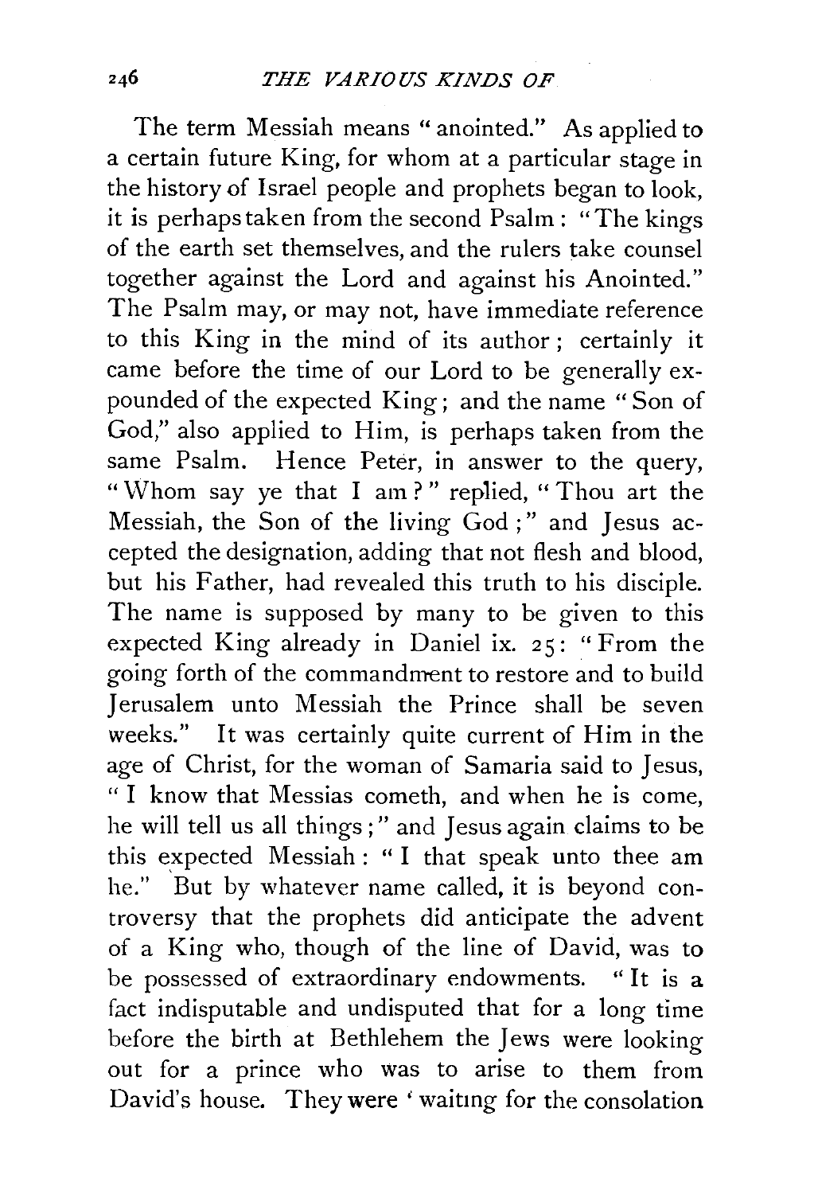The term Messiah means "anointed." As applied to a certain future King, for whom at a particular stage in the history of Israel people and prophets began to look, it is perhaps taken from the second Psalm: "The kings of the earth set themselves, and the rulers take counsel together against the Lord and against his Anointed." The Psalm may, or may not, have immediate reference to this King in the mind of its author; certainly it came before the time of our Lord to be generally expounded of the expected King; and the name "Son of God," also applied to Him, is perhaps taken from the same Psalm. Hence Peter, in answer to the query, "Whom say ye that I am?" replied, "Thou art the Messiah, the Son of the living God;" and Jesus accepted the designation, adding that not flesh and blood, but his Father, had revealed this truth to his disciple. The name is supposed by many to be given to this expected King already in Daniel ix. 25: "From the going forth of the commandment to restore and to build Jerusalem unto Messiah the Prince shall be seven weeks." It was certainly quite current of Him in the age of Christ, for the woman of Samaria said to Jesus, "I know that Messias cometh, and when he is come, he will tell us all things;" and Jesus again claims to be this expected Messiah: "I that speak unto thee am he." But by whatever name called, it is beyond controversy that the prophets did anticipate the advent of a King who, though of the line of David, was to be possessed of extraordinary endowments. "It is a fact indisputable and undisputed that for a long time before the birth at Bethlehem the Jews were looking out for a prince who was to arise to them from David's house. They were 'waiting for the consolation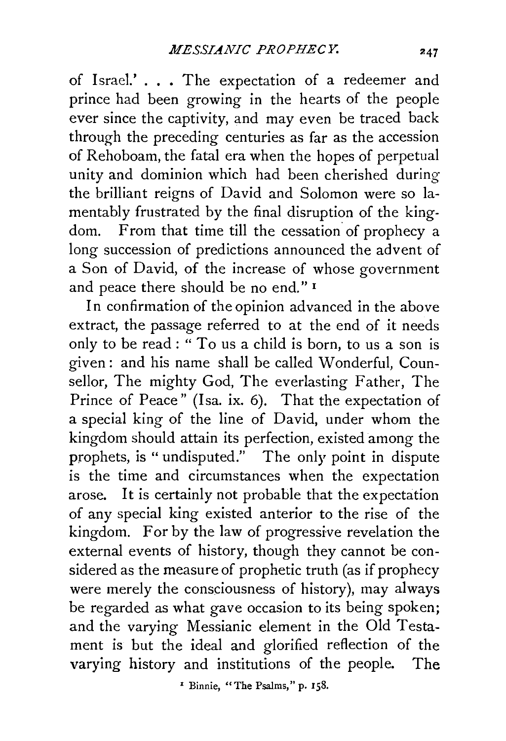of Israel.' . . . The expectation of a redeemer and prince had been growing in the hearts of the people ever since the captivity, and may even be traced back through the preceding centuries as far as the accession of Rehoboam, the fatal era when the hopes of perpetual unity and dominion which had been cherished during the brilliant reigns of David and Solomon were so lamentably frustrated by the final disruption of the kingdom. From that time till the cessation of prophecy a long succession of predictions announced the advent of a Son of David, of the increase of whose government and peace there should be no end." [1]

In confirmation of the opinion advanced in the above extract, the passage referred to at the end of it needs only to be read: "To us a child is born, to us a son is given: and his name shall be called Wonderful, Counsellor, The mighty God, The everlasting Father, The Prince of Peace" (Isa. ix. 6). That the expectation of a special king of the line of David, under whom the kingdom should attain its perfection, existed among the prophets, is "undisputed." The only point in dispute is the time and circumstances when the expectation arose. It is certainly not probable that the expectation of any special king existed anterior to the rise of the kingdom. For by the law of progressive revelation the external events of history, though they cannot be considered as the measure of prophetic truth (as if prophecy were merely the consciousness of history), may always be regarded as what gave occasion to its being spoken; and the varying Messianic element in the Old Testament is but the ideal and glorified reflection of the varying history and institutions of the people. The

[1] Binnie, "The Psalms," p. 158.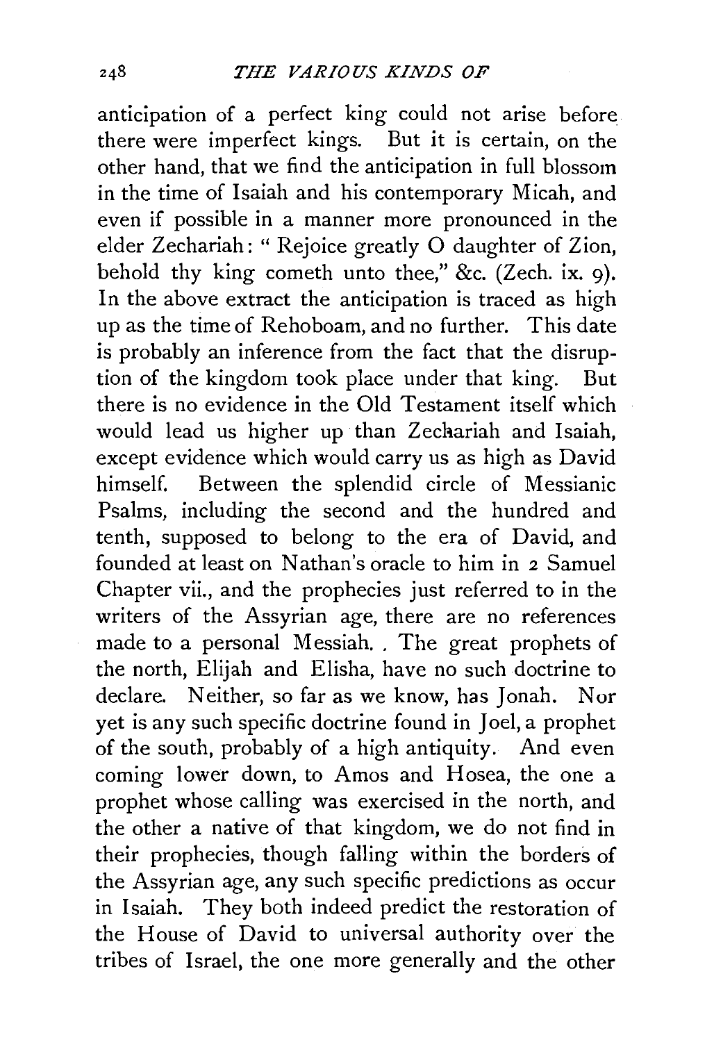anticipation of a perfect king could not arise before there were imperfect kings. But it is certain, on the other hand, that we find the anticipation in full blossom in the time of Isaiah and his contemporary Micah, and even if possible in a manner more pronounced in the elder Zechariah: " Rejoice greatly O daughter of Zion, behold thy king cometh unto thee," &c. (Zech. ix. 9). In the above extract the anticipation is traced as high up as the time of Rehoboam, and no further. This date is probably an inference from the fact that the disruption of the kingdom took place under that king. But there is no evidence in the Old Testament itself which would lead us higher up than Zechariah and Isaiah, except evidence which would carry us as high as David himself. Between the splendid circle of Messianic Psalms, including the second and the hundred and tenth, supposed to belong to the era of David, and founded at least on Nathan's oracle to him in 2 Samuel Chapter vii., and the prophecies just referred to in the writers of the Assyrian age, there are no references made to a personal Messiah. . The great prophets of the north, Elijah and Elisha, have no such doctrine to declare. Neither, so far as we know, has Jonah. Nor yet is any such specific doctrine found in Joel, a prophet of the south, probably of a high antiquity. And even coming lower down, to Amos and Hosea, the one a prophet whose calling was exercised in the north, and the other a native of that kingdom, we do not find in their prophecies, though falling within the borders of the Assyrian age, any such specific predictions as occur in Isaiah. They both indeed predict the restoration of the House of David to universal authority over the tribes of Israel, the one more generally and the other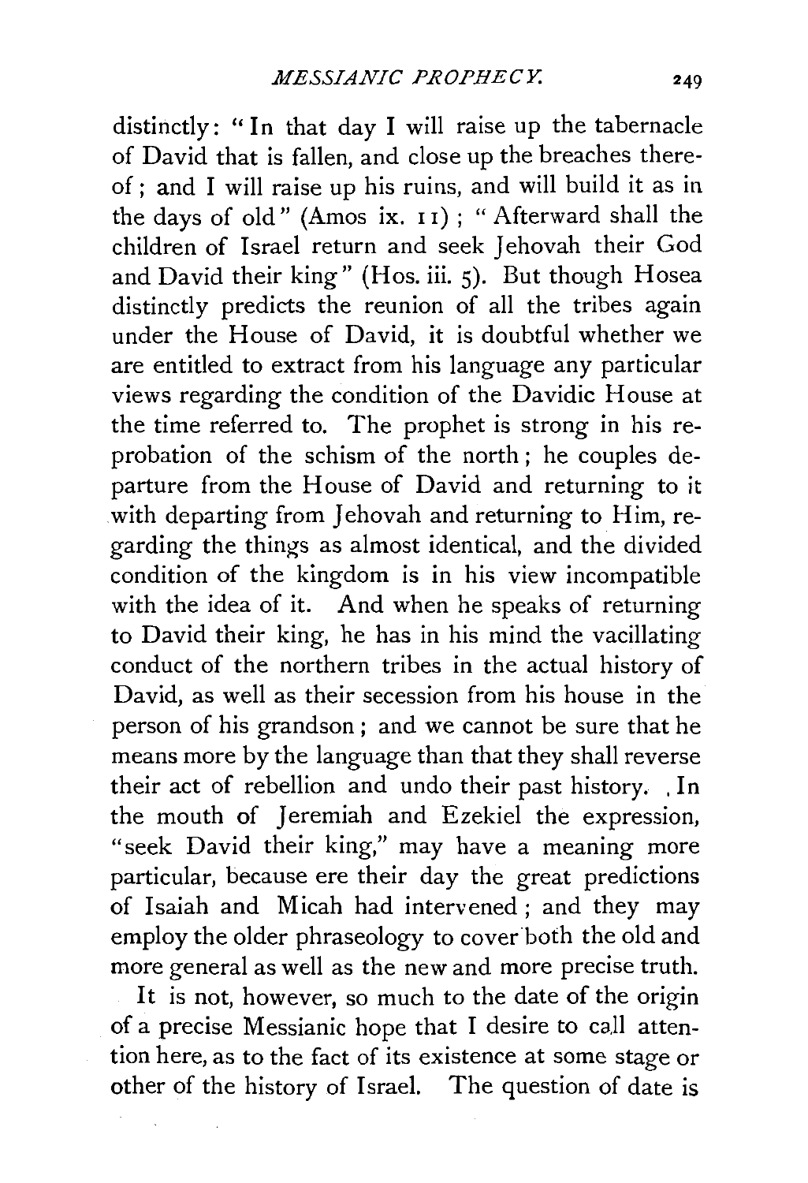distinctly: "In that day I will raise up the tabernacle of David that is fallen, and close up the breaches thereof; and I will raise up his ruins, and will build it as in the days of old" (Amos ix. 11); "Afterward shall the children of Israel return and seek Jehovah their God and David their king" (Hos. iii. 5). But though Hosea distinctly predicts the reunion of all the tribes again under the House of David, it is doubtful whether we are entitled to extract from his language any particular views regarding the condition of the Davidic House at the time referred to. The prophet is strong in his reprobation of the schism of the north; he couples departure from the House of David and returning to it with departing from Jehovah and returning to Him, regarding the things as almost identical, and the divided condition of the kingdom is in his view incompatible with the idea of it. And when he speaks of returning to David their king, he has in his mind the vacillating conduct of the northern tribes in the actual history of David, as well as their secession from his house in the person of his grandson; and we cannot be sure that he means more by the language than that they shall reverse their act of rebellion and undo their past history. In the mouth of Jeremiah and Ezekiel the expression, "seek David their king," may have a meaning more particular, because ere their day the great predictions of Isaiah and Micah had intervened; and they may employ the older phraseology to cover both the old and more general as well as the new and more precise truth.

It is not, however, so much to the date of the origin of a precise Messianic hope that I desire to call attention here, as to the fact of its existence at some stage or other of the history of Israel. The question of date is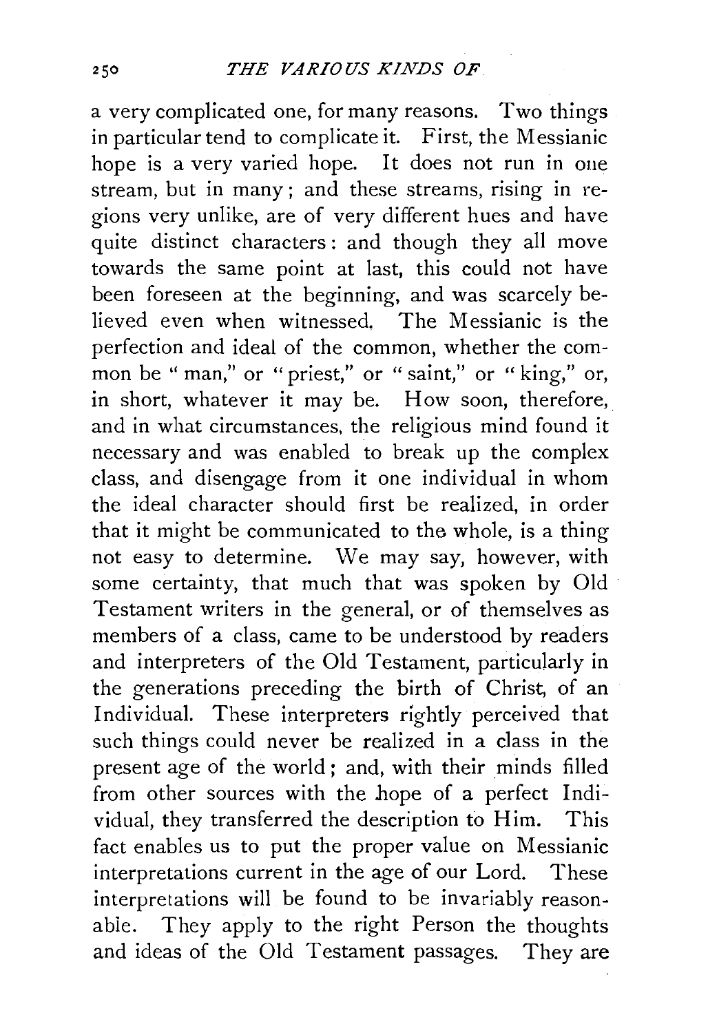a very complicated one, for many reasons. Two things in particular tend to complicate it. First, the Messianic hope is a very varied hope. It does not run in one stream, but in many; and these streams, rising in regions very unlike, are of very different hues and have quite distinct characters: and though they all move towards the same point at last, this could not have been foreseen at the beginning, and was scarcely believed even when witnessed. The Messianic is the perfection and ideal of the common, whether the common be "man," or "priest," or "saint," or "king," or, in short, whatever it may be. How soon, therefore, and in what circumstances, the religious mind found it necessary and was enabled to break up the complex class, and disengage from it one individual in whom the ideal character should first be realized, in order that it might be communicated to the whole, is a thing not easy to determine. We may say, however, with some certainty, that much that was spoken by Old Testament writers in the general, or of themselves as members of a class, came to be understood by readers and interpreters of the Old Testament, particularly in the generations preceding the birth of Christ, of an Individual. These interpreters rightly perceived that such things could never be realized in a class in the present age of the world; and, with their minds filled from other sources with the hope of a perfect Individual, they transferred the description to Him. This fact enables us to put the proper value on Messianic interpretations current in the age of our Lord. These interpretations will be found to be invariably reasonable. They apply to the right Person the thoughts and ideas of the Old Testament passages. They are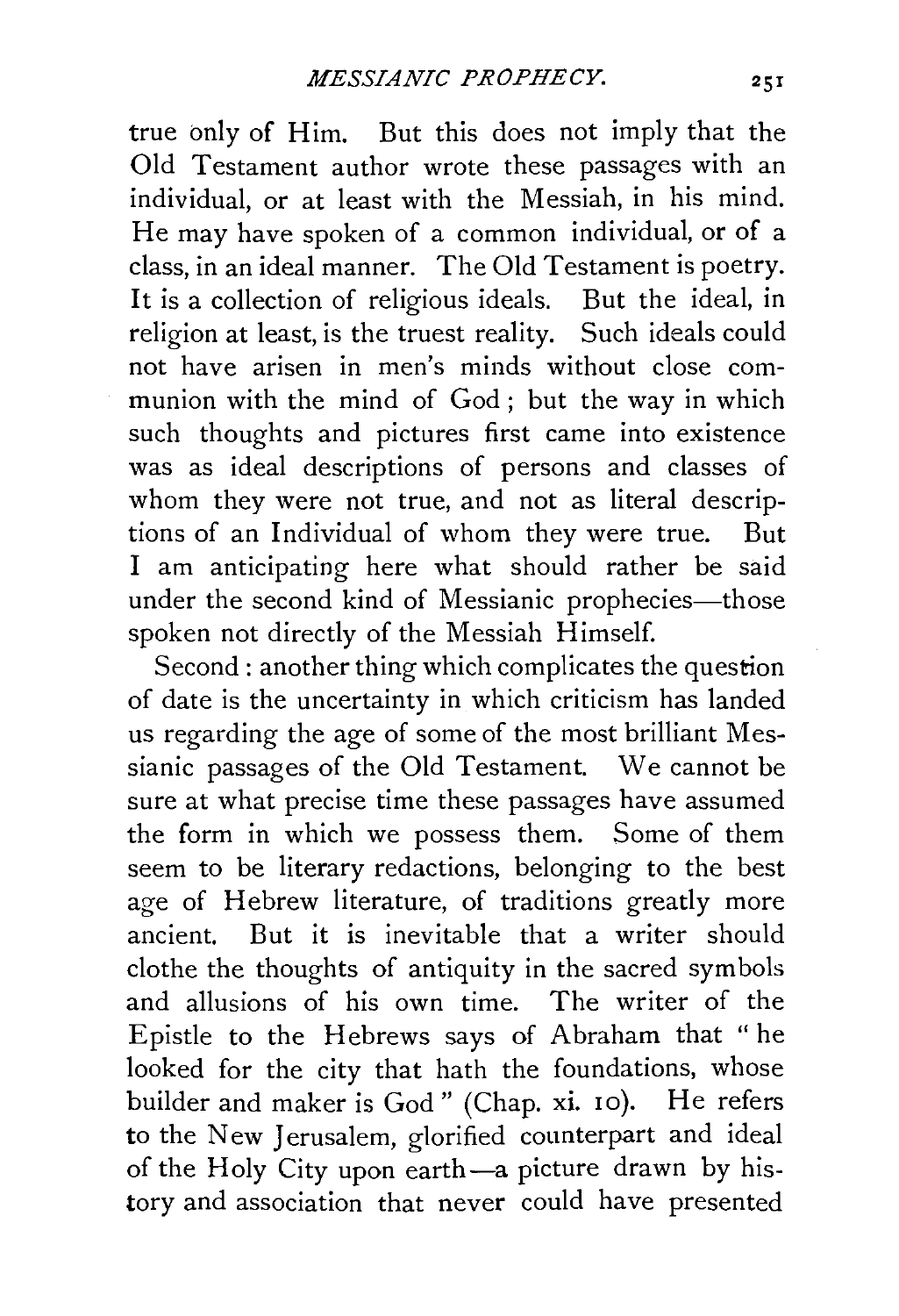true only of Him. But this does not imply that the Old Testament author wrote these passages with an individual, or at least with the Messiah, in his mind. He may have spoken of a common individual, or of a class, in an ideal manner. The Old Testament is poetry. It is a collection of religious ideals. But the ideal, in religion at least, is the truest reality. Such ideals could not have arisen in men's minds without close communion with the mind of God; but the way in which such thoughts and pictures first came into existence was as ideal descriptions of persons and classes of whom they were not true, and not as literal descriptions of an Individual of whom they were true. But I am anticipating here what should rather be said under the second kind of Messianic prophecies—those spoken not directly of the Messiah Himself.

Second: another thing which complicates the question of date is the uncertainty in which criticism has landed us regarding the age of some of the most brilliant Messianic passages of the Old Testament. We cannot be sure at what precise time these passages have assumed the form in which we possess them. Some of them seem to be literary redactions, belonging to the best age of Hebrew literature, of traditions greatly more ancient. But it is inevitable that a writer should clothe the thoughts of antiquity in the sacred symbols and allusions of his own time. The writer of the Epistle to the Hebrews says of Abraham that "he looked for the city that hath the foundations, whose builder and maker is God" (Chap. xi. 10). He refers to the New Jerusalem, glorified counterpart and ideal of the Holy City upon earth—a picture drawn by history and association that never could have presented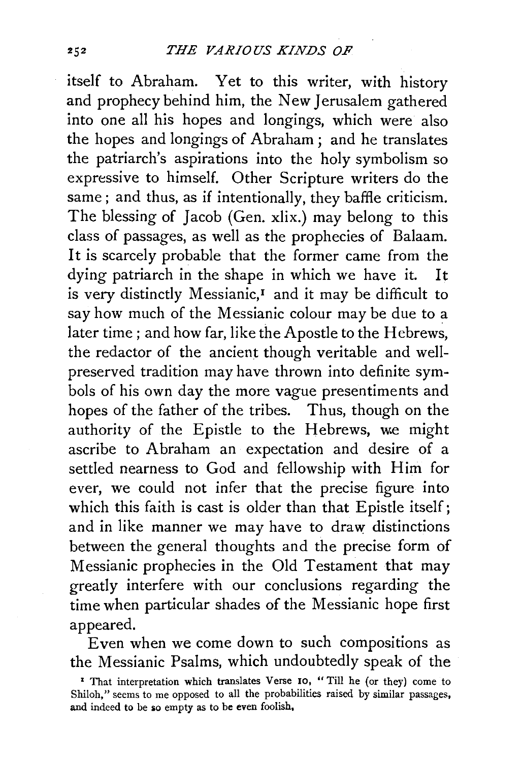itself to Abraham. Yet to this writer, with history and prophecy behind him, the New Jerusalem gathered into one all his hopes and longings, which were also the hopes and longings of Abraham; and he translates the patriarch's aspirations into the holy symbolism so expressive to himself. Other Scripture writers do the same; and thus, as if intentionally, they baffle criticism. The blessing of Jacob (Gen. xlix.) may belong to this class of passages, as well as the prophecies of Balaam. It is scarcely probable that the former came from the dying patriarch in the shape in which we have it. It is very distinctly Messianic,[1] and it may be difficult to say how much of the Messianic colour may be due to a later time; and how far, like the Apostle to the Hebrews, the redactor of the ancient though veritable and well-preserved tradition may have thrown into definite symbols of his own day the more vague presentiments and hopes of the father of the tribes. Thus, though on the authority of the Epistle to the Hebrews, we might ascribe to Abraham an expectation and desire of a settled nearness to God and fellowship with Him for ever, we could not infer that the precise figure into which this faith is cast is older than that Epistle itself; and in like manner we may have to draw distinctions between the general thoughts and the precise form of Messianic prophecies in the Old Testament that may greatly interfere with our conclusions regarding the time when particular shades of the Messianic hope first appeared.

Even when we come down to such compositions as the Messianic Psalms, which undoubtedly speak of the

[1] That interpretation which translates Verse 10, "Till he (or they) come to Shiloh," seems to me opposed to all the probabilities raised by similar passages, and indeed to be so empty as to be even foolish.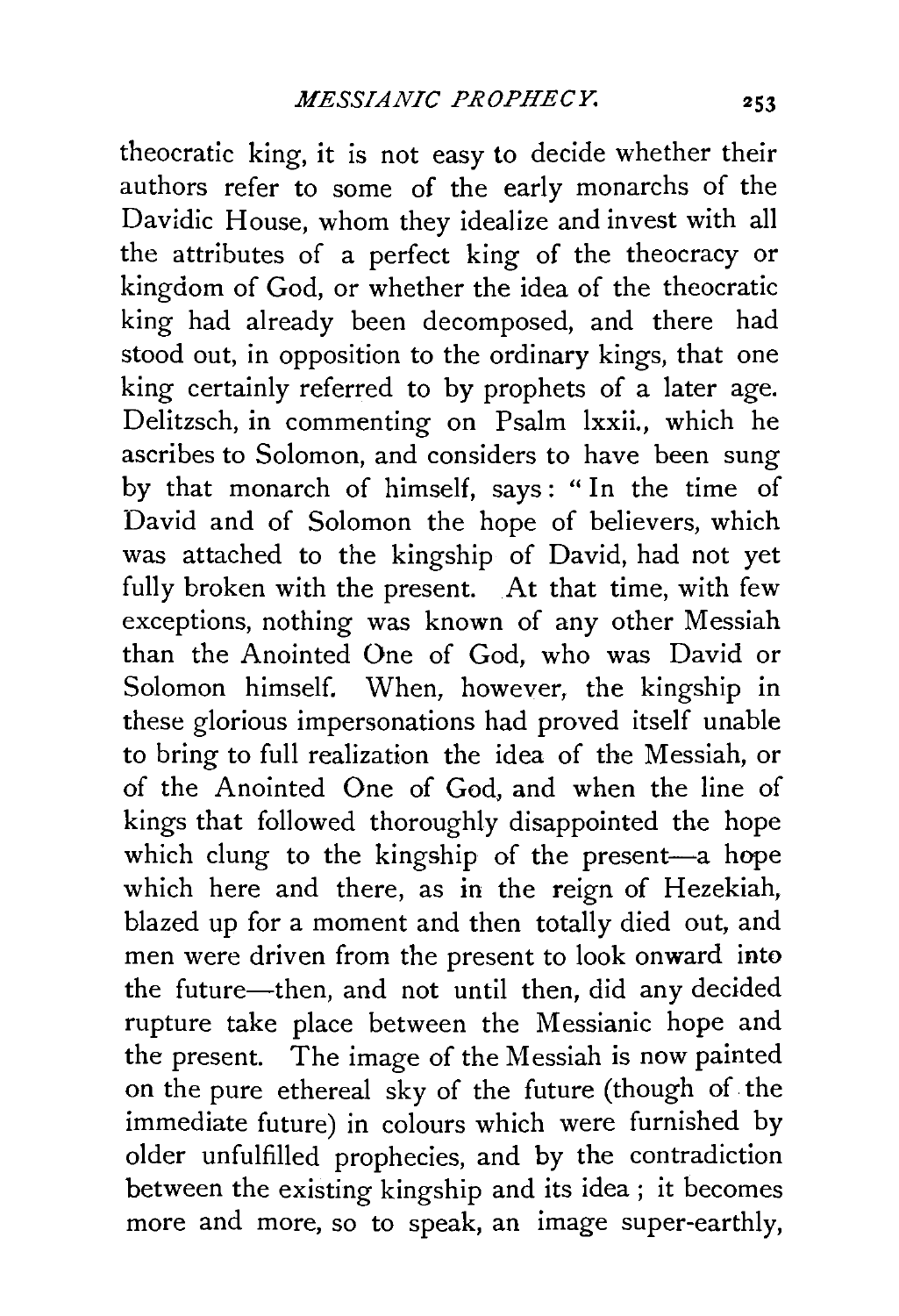theocratic king, it is not easy to decide whether their authors refer to some of the early monarchs of the Davidic House, whom they idealize and invest with all the attributes of a perfect king of the theocracy or kingdom of God, or whether the idea of the theocratic king had already been decomposed, and there had stood out, in opposition to the ordinary kings, that one king certainly referred to by prophets of a later age. Delitzsch, in commenting on Psalm lxxii., which he ascribes to Solomon, and considers to have been sung by that monarch of himself, says: "In the time of David and of Solomon the hope of believers, which was attached to the kingship of David, had not yet fully broken with the present. At that time, with few exceptions, nothing was known of any other Messiah than the Anointed One of God, who was David or Solomon himself. When, however, the kingship in these glorious impersonations had proved itself unable to bring to full realization the idea of the Messiah, or of the Anointed One of God, and when the line of kings that followed thoroughly disappointed the hope which clung to the kingship of the present—a hope which here and there, as in the reign of Hezekiah, blazed up for a moment and then totally died out, and men were driven from the present to look onward into the future—then, and not until then, did any decided rupture take place between the Messianic hope and the present. The image of the Messiah is now painted on the pure ethereal sky of the future (though of the immediate future) in colours which were furnished by older unfulfilled prophecies, and by the contradiction between the existing kingship and its idea; it becomes more and more, so to speak, an image super-earthly,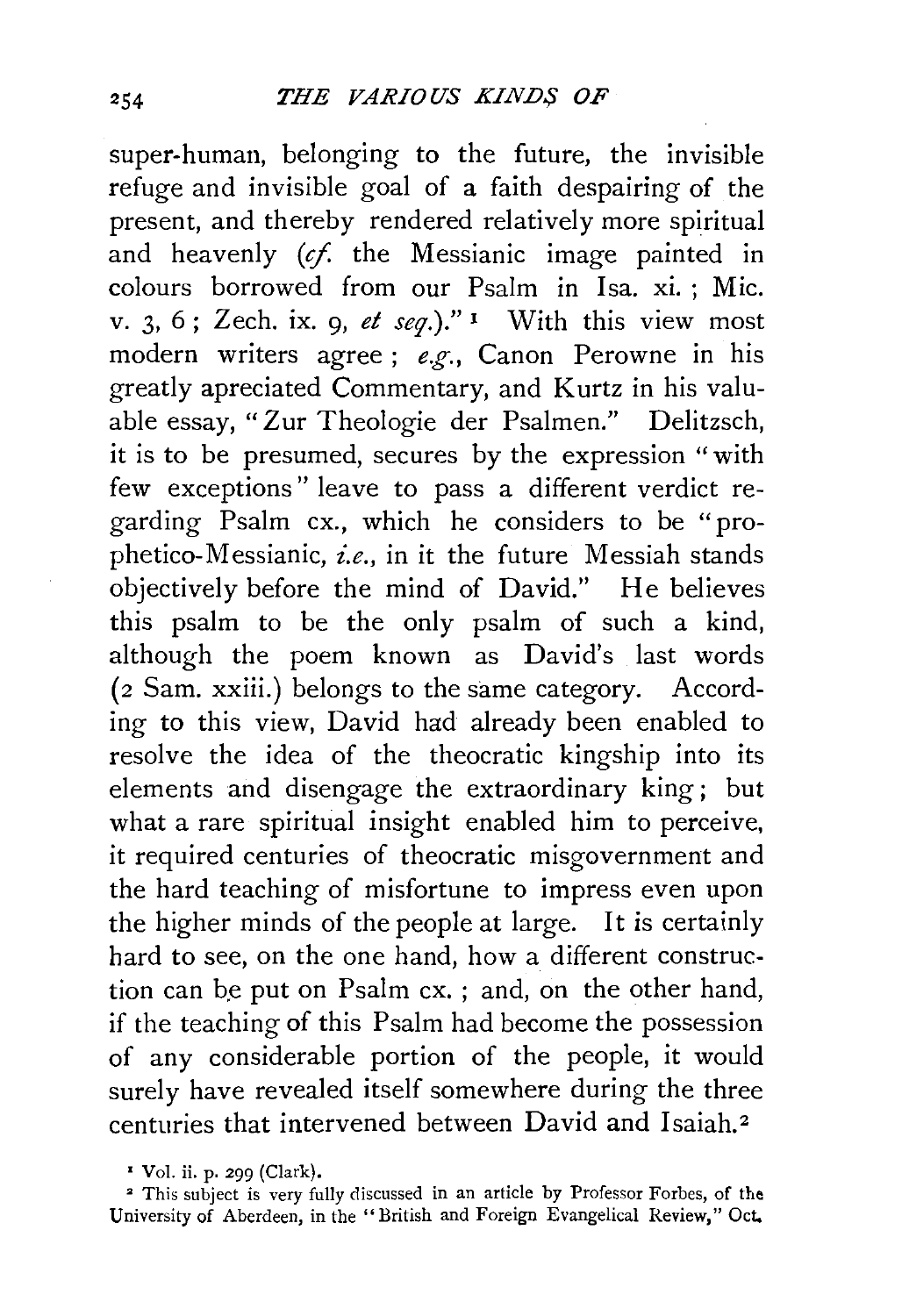super-human, belonging to the future, the invisible refuge and invisible goal of a faith despairing of the present, and thereby rendered relatively more spiritual and heavenly (*cf.* the Messianic image painted in colours borrowed from our Psalm in Isa. xi. ; Mic. v. 3, 6 ; Zech. ix. 9, *et seq.*)."[1] With this view most modern writers agree ; *e.g.*, Canon Perowne in his greatly apreciated Commentary, and Kurtz in his valuable essay, "Zur Theologie der Psalmen." Delitzsch, it is to be presumed, secures by the expression "with few exceptions" leave to pass a different verdict regarding Psalm cx., which he considers to be "prophetico-Messianic, *i.e.*, in it the future Messiah stands objectively before the mind of David." He believes this psalm to be the only psalm of such a kind, although the poem known as David's last words (2 Sam. xxiii.) belongs to the same category. According to this view, David had already been enabled to resolve the idea of the theocratic kingship into its elements and disengage the extraordinary king ; but what a rare spiritual insight enabled him to perceive, it required centuries of theocratic misgovernment and the hard teaching of misfortune to impress even upon the higher minds of the people at large. It is certainly hard to see, on the one hand, how a different construction can be put on Psalm cx. ; and, on the other hand, if the teaching of this Psalm had become the possession of any considerable portion of the people, it would surely have revealed itself somewhere during the three centuries that intervened between David and Isaiah.[2]

[1] Vol. ii. p. 299 (Clark).

[2] This subject is very fully discussed in an article by Professor Forbes, of the University of Aberdeen, in the "British and Foreign Evangelical Review," Oct.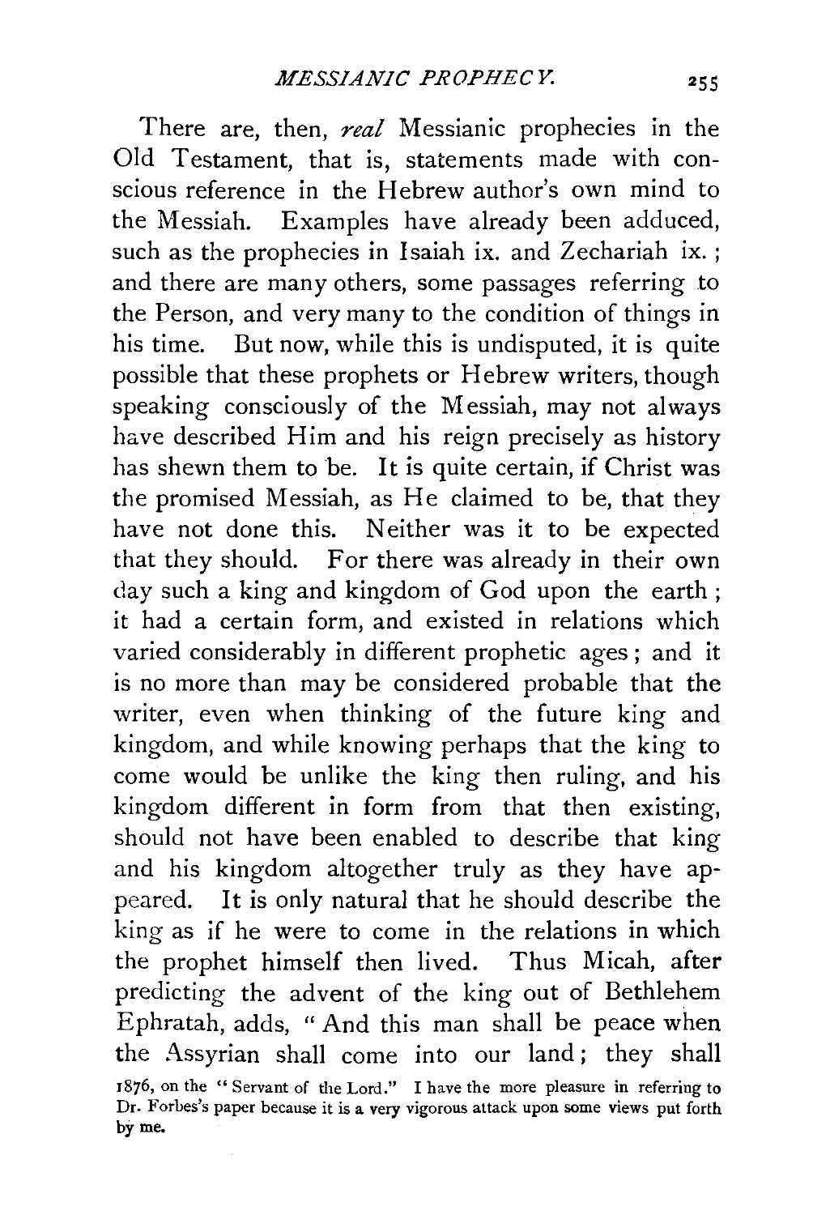There are, then, *real* Messianic prophecies in the Old Testament, that is, statements made with conscious reference in the Hebrew author's own mind to the Messiah. Examples have already been adduced, such as the prophecies in Isaiah ix. and Zechariah ix.; and there are many others, some passages referring to the Person, and very many to the condition of things in his time. But now, while this is undisputed, it is quite possible that these prophets or Hebrew writers, though speaking consciously of the Messiah, may not always have described Him and his reign precisely as history has shewn them to be. It is quite certain, if Christ was the promised Messiah, as He claimed to be, that they have not done this. Neither was it to be expected that they should. For there was already in their own day such a king and kingdom of God upon the earth; it had a certain form, and existed in relations which varied considerably in different prophetic ages; and it is no more than may be considered probable that the writer, even when thinking of the future king and kingdom, and while knowing perhaps that the king to come would be unlike the king then ruling, and his kingdom different in form from that then existing, should not have been enabled to describe that king and his kingdom altogether truly as they have appeared. It is only natural that he should describe the king as if he were to come in the relations in which the prophet himself then lived. Thus Micah, after predicting the advent of the king out of Bethlehem Ephratah, adds, "And this man shall be peace when the Assyrian shall come into our land; they shall

1876, on the "Servant of the Lord." I have the more pleasure in referring to Dr. Forbes's paper because it is a very vigorous attack upon some views put forth by me.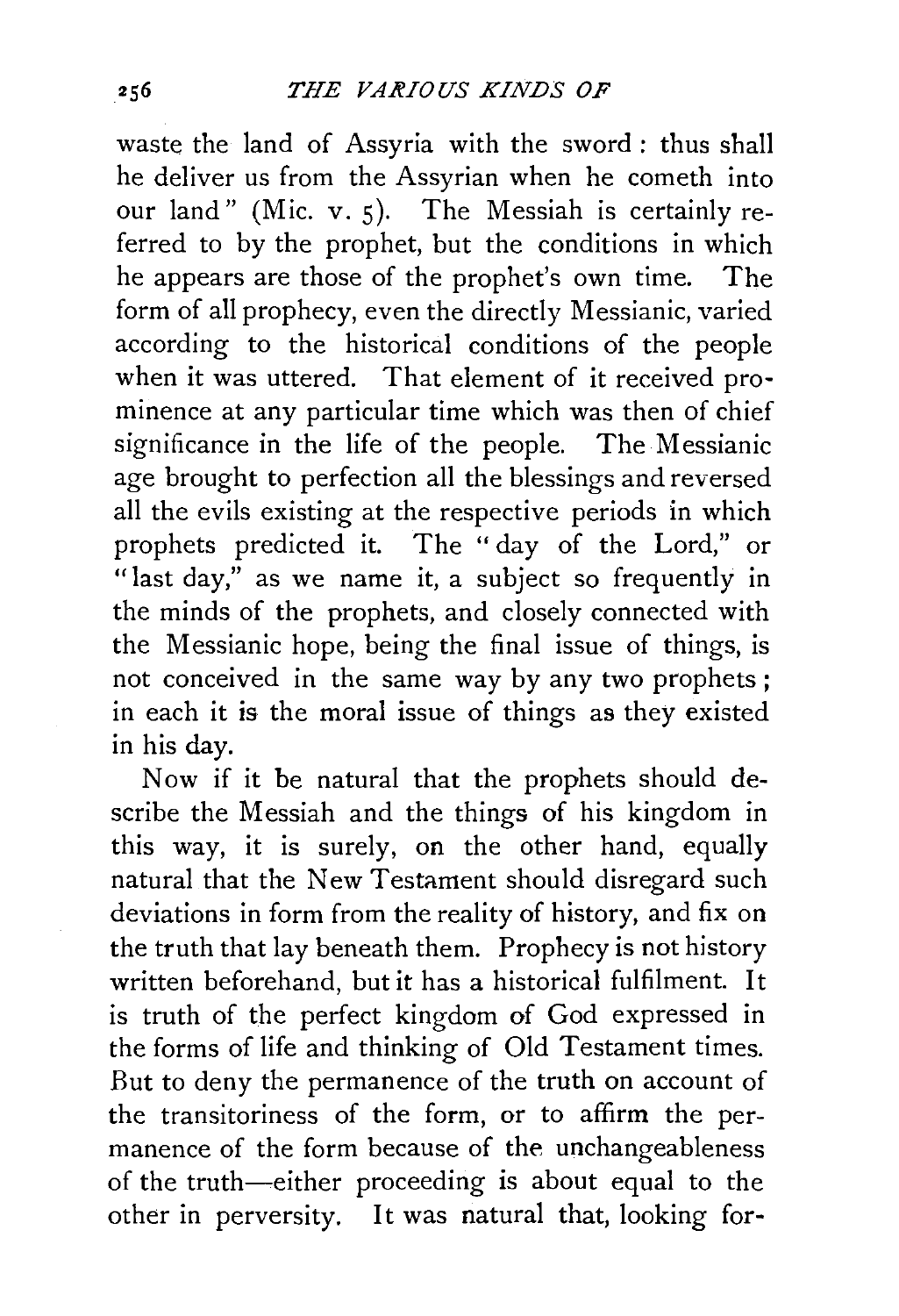waste the land of Assyria with the sword : thus shall he deliver us from the Assyrian when he cometh into our land" (Mic. v. 5). The Messiah is certainly referred to by the prophet, but the conditions in which he appears are those of the prophet's own time. The form of all prophecy, even the directly Messianic, varied according to the historical conditions of the people when it was uttered. That element of it received prominence at any particular time which was then of chief significance in the life of the people. The Messianic age brought to perfection all the blessings and reversed all the evils existing at the respective periods in which prophets predicted it. The "day of the Lord," or "last day," as we name it, a subject so frequently in the minds of the prophets, and closely connected with the Messianic hope, being the final issue of things, is not conceived in the same way by any two prophets ; in each it is the moral issue of things as they existed in his day.

Now if it be natural that the prophets should describe the Messiah and the things of his kingdom in this way, it is surely, on the other hand, equally natural that the New Testament should disregard such deviations in form from the reality of history, and fix on the truth that lay beneath them. Prophecy is not history written beforehand, but it has a historical fulfilment. It is truth of the perfect kingdom of God expressed in the forms of life and thinking of Old Testament times. But to deny the permanence of the truth on account of the transitoriness of the form, or to affirm the permanence of the form because of the unchangeableness of the truth—either proceeding is about equal to the other in perversity. It was natural that, looking for-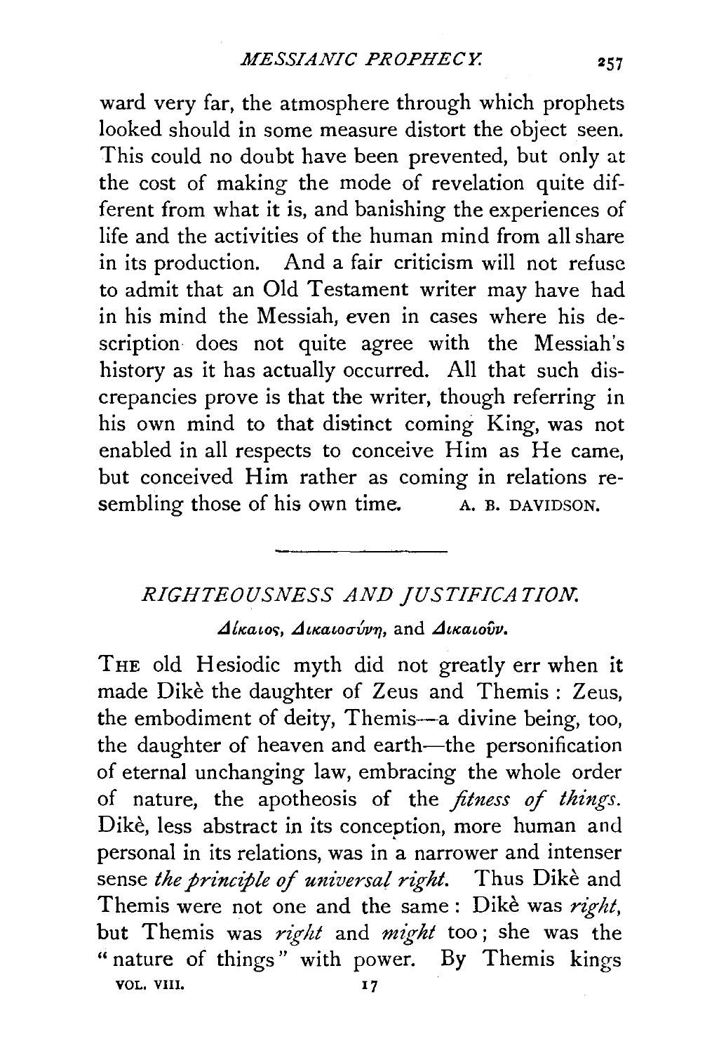ward very far, the atmosphere through which prophets looked should in some measure distort the object seen. This could no doubt have been prevented, but only at the cost of making the mode of revelation quite different from what it is, and banishing the experiences of life and the activities of the human mind from all share in its production. And a fair criticism will not refuse to admit that an Old Testament writer may have had in his mind the Messiah, even in cases where his description does not quite agree with the Messiah's history as it has actually occurred. All that such discrepancies prove is that the writer, though referring in his own mind to that distinct coming King, was not enabled in all respects to conceive Him as He came, but conceived Him rather as coming in relations resembling those of his own time. A. B. DAVIDSON.

---

## *RIGHTEOUSNESS AND JUSTIFICATION.*

### *Δίκαιος, Δικαιοσύνη,* and *Δικαιοῦν.*

THE old Hesiodic myth did not greatly err when it made Dikè the daughter of Zeus and Themis: Zeus, the embodiment of deity, Themis—a divine being, too, the daughter of heaven and earth—the personification of eternal unchanging law, embracing the whole order of nature, the apotheosis of the *fitness of things*. Dikè, less abstract in its conception, more human and personal in its relations, was in a narrower and intenser sense *the principle of universal right*. Thus Dikè and Themis were not one and the same: Dikè was *right*, but Themis was *right* and *might* too; she was the "nature of things" with power. By Themis kings